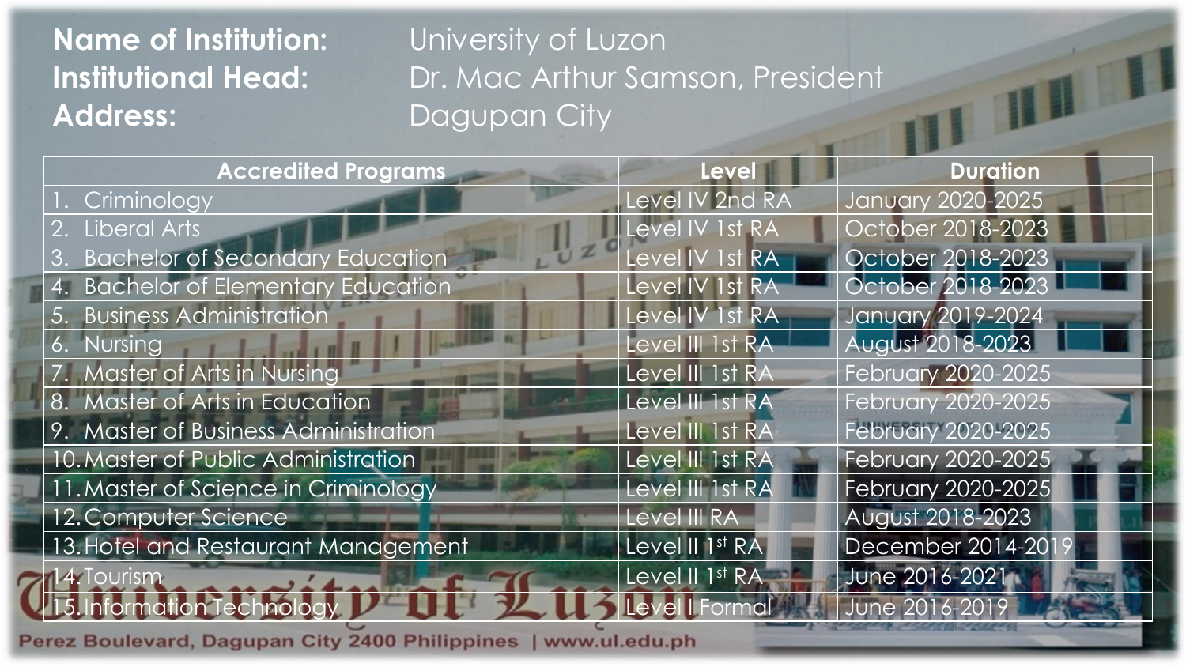**Name of Institution:** University of Luzon
**Institutional Head:** Dr. Mac Arthur Samson, President
**Address:** Dagupan City

| Accredited Programs | Level | Duration |
|---|---|---|
| 1. Criminology | Level IV 2nd RA | January 2020-2025 |
| 2. Liberal Arts | Level IV 1st RA | October 2018-2023 |
| 3. Bachelor of Secondary Education | Level IV 1st RA | October 2018-2023 |
| 4. Bachelor of Elementary Education | Level IV 1st RA | October 2018-2023 |
| 5. Business Administration | Level IV 1st RA | January 2019-2024 |
| 6. Nursing | Level III 1st RA | August 2018-2023 |
| 7. Master of Arts in Nursing | Level III 1st RA | February 2020-2025 |
| 8. Master of Arts in Education | Level III 1st RA | February 2020-2025 |
| 9. Master of Business Administration | Level III 1st RA | February 2020-2025 |
| 10. Master of Public Administration | Level III 1st RA | February 2020-2025 |
| 11. Master of Science in Criminology | Level III 1st RA | February 2020-2025 |
| 12. Computer Science | Level III RA | August 2018-2023 |
| 13. Hotel and Restaurant Management | Level II 1st RA | December 2014-2019 |
| 14. Tourism | Level II 1st RA | June 2016-2021 |
| 15. Information Technology | Level I Formal | June 2016-2019 |

University of Luzon

Perez Boulevard, Dagupan City 2400 Philippines | www.ul.edu.ph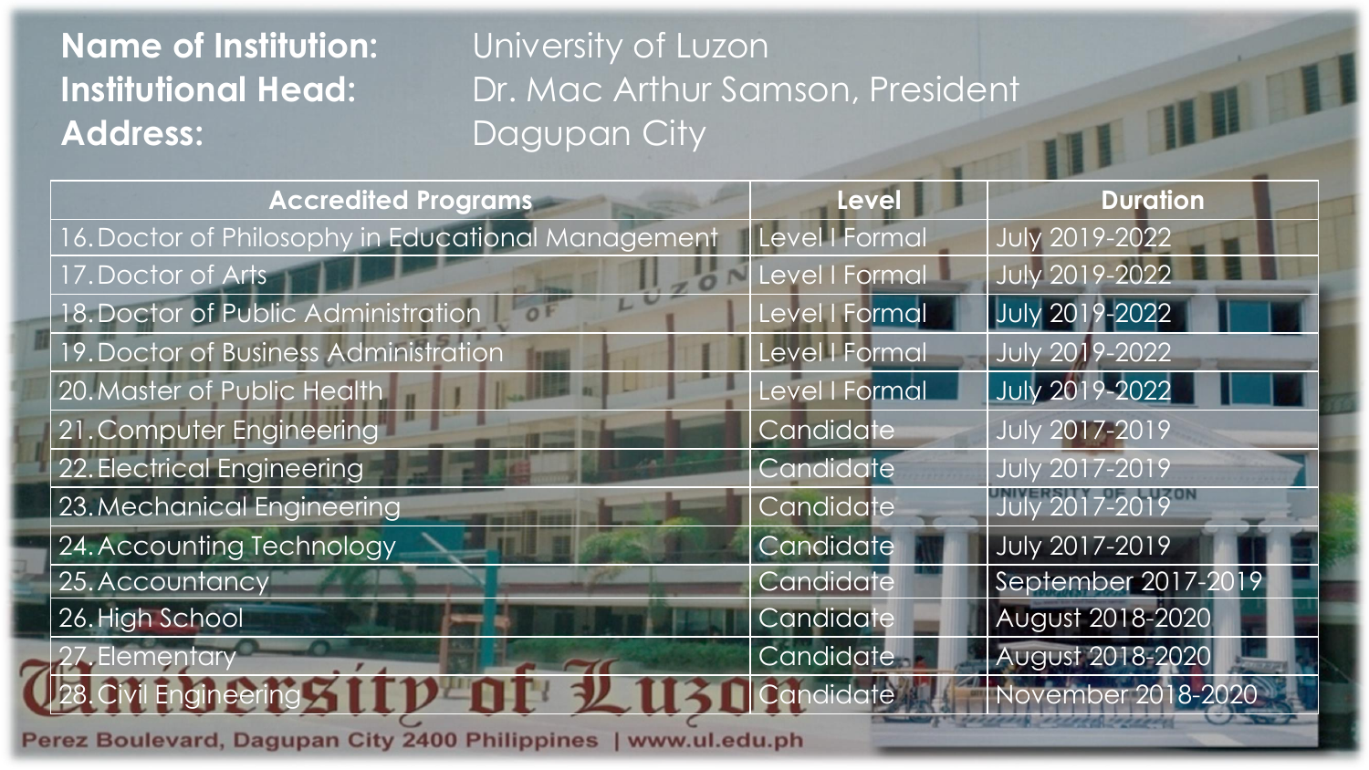**Name of Institution:** University of Luzon
**Institutional Head:** Dr. Mac Arthur Samson, President
**Address:** Dagupan City

| Accredited Programs | Level | Duration |
|---|---|---|
| 16. Doctor of Philosophy in Educational Management | Level I Formal | July 2019-2022 |
| 17. Doctor of Arts | Level I Formal | July 2019-2022 |
| 18. Doctor of Public Administration | Level I Formal | July 2019-2022 |
| 19. Doctor of Business Administration | Level I Formal | July 2019-2022 |
| 20. Master of Public Health | Level I Formal | July 2019-2022 |
| 21. Computer Engineering | Candidate | July 2017-2019 |
| 22. Electrical Engineering | Candidate | July 2017-2019 |
| 23. Mechanical Engineering | Candidate | July 2017-2019 |
| 24. Accounting Technology | Candidate | July 2017-2019 |
| 25. Accountancy | Candidate | September 2017-2019 |
| 26. High School | Candidate | August 2018-2020 |
| 27. Elementary | Candidate | August 2018-2020 |
| 28. Civil Engineering | Candidate | November 2018-2020 |

University of Luzon

Perez Boulevard, Dagupan City 2400 Philippines | www.ul.edu.ph